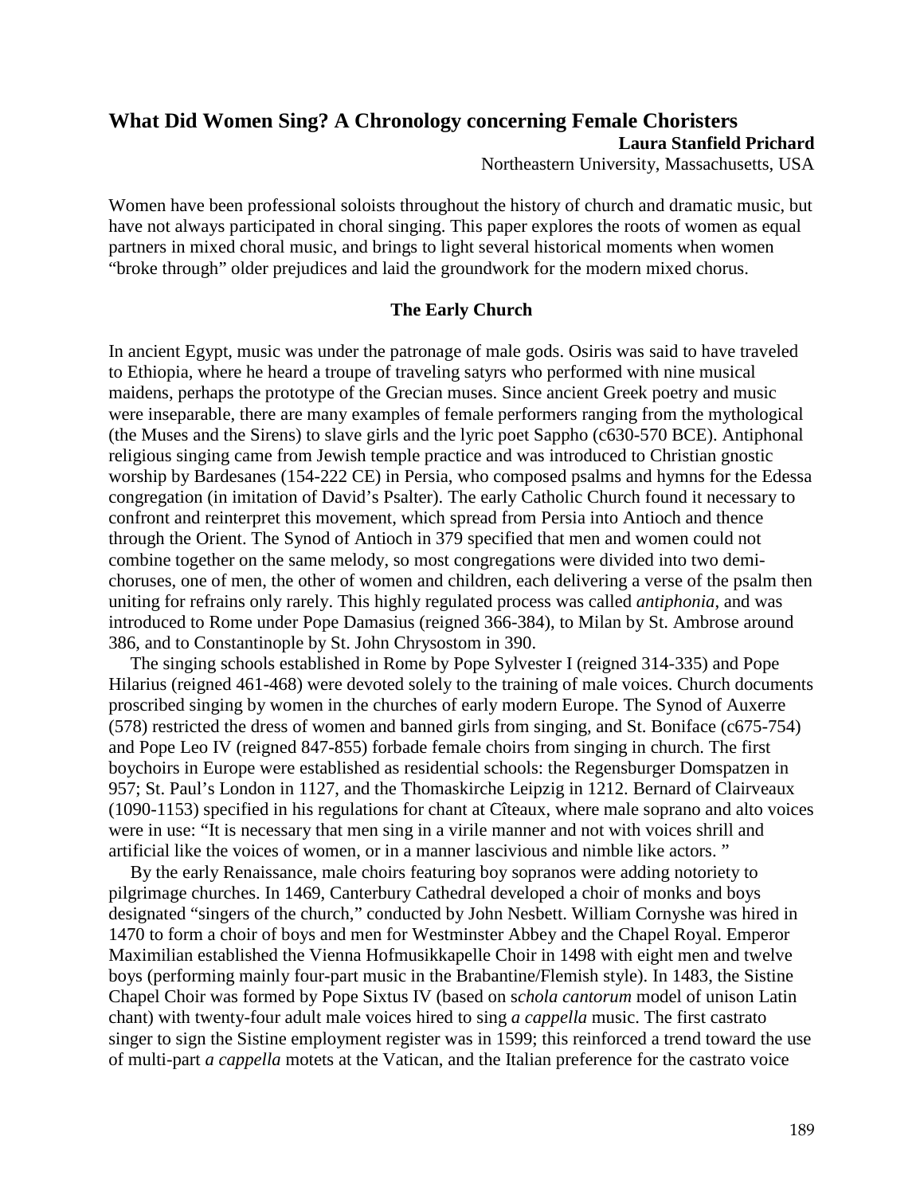# What Did Women Sing? A Chronology concerning Female Choristers

**Laura Stanfield Prichard**

Northeastern University, Massachusetts, USA

Women have been professional soloists throughout the history of church and dramatic music, but have not always participated in choral singing. This paper explores the roots of women as equal partners in mixed choral music, and brings to light several historical moments when women "broke through" older prejudices and laid the groundwork for the modern mixed chorus.

## The Early Church

In ancient Egypt, music was under the patronage of male gods. Osiris was said to have traveled to Ethiopia, where he heard a troupe of traveling satyrs who performed with nine musical maidens, perhaps the prototype of the Grecian muses. Since ancient Greek poetry and music were inseparable, there are many examples of female performers ranging from the mythological (the Muses and the Sirens) to slave girls and the lyric poet Sappho (c630-570 BCE). Antiphonal religious singing came from Jewish temple practice and was introduced to Christian gnostic worship by Bardesanes (154-222 CE) in Persia, who composed psalms and hymns for the Edessa congregation (in imitation of David's Psalter). The early Catholic Church found it necessary to confront and reinterpret this movement, which spread from Persia into Antioch and thence through the Orient. The Synod of Antioch in 379 specified that men and women could not combine together on the same melody, so most congregations were divided into two demi-choruses, one of men, the other of women and children, each delivering a verse of the psalm then uniting for refrains only rarely. This highly regulated process was called *antiphonia*, and was introduced to Rome under Pope Damasius (reigned 366-384), to Milan by St. Ambrose around 386, and to Constantinople by St. John Chrysostom in 390.

The singing schools established in Rome by Pope Sylvester I (reigned 314-335) and Pope Hilarius (reigned 461-468) were devoted solely to the training of male voices. Church documents proscribed singing by women in the churches of early modern Europe. The Synod of Auxerre (578) restricted the dress of women and banned girls from singing, and St. Boniface (c675-754) and Pope Leo IV (reigned 847-855) forbade female choirs from singing in church. The first boychoirs in Europe were established as residential schools: the Regensburger Domspatzen in 957; St. Paul's London in 1127, and the Thomaskirche Leipzig in 1212. Bernard of Clairveaux (1090-1153) specified in his regulations for chant at Cîteaux, where male soprano and alto voices were in use: "It is necessary that men sing in a virile manner and not with voices shrill and artificial like the voices of women, or in a manner lascivious and nimble like actors. "

By the early Renaissance, male choirs featuring boy sopranos were adding notoriety to pilgrimage churches. In 1469, Canterbury Cathedral developed a choir of monks and boys designated "singers of the church," conducted by John Nesbett. William Cornyshe was hired in 1470 to form a choir of boys and men for Westminster Abbey and the Chapel Royal. Emperor Maximilian established the Vienna Hofmusikkapelle Choir in 1498 with eight men and twelve boys (performing mainly four-part music in the Brabantine/Flemish style). In 1483, the Sistine Chapel Choir was formed by Pope Sixtus IV (based on s*chola cantorum* model of unison Latin chant) with twenty-four adult male voices hired to sing *a cappella* music. The first castrato singer to sign the Sistine employment register was in 1599; this reinforced a trend toward the use of multi-part *a cappella* motets at the Vatican, and the Italian preference for the castrato voice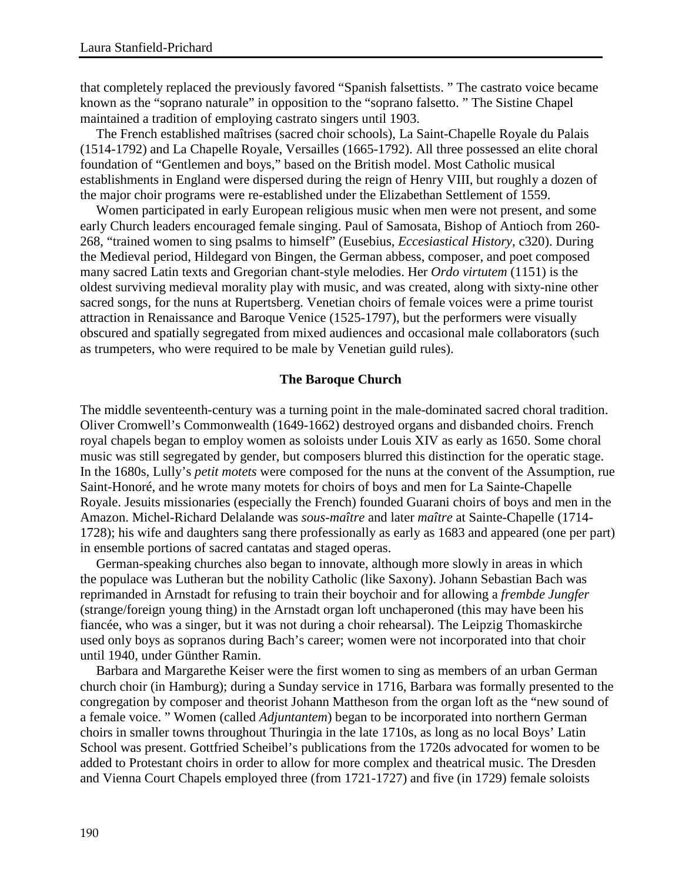that completely replaced the previously favored "Spanish falsettists. " The castrato voice became known as the "soprano naturale" in opposition to the "soprano falsetto. " The Sistine Chapel maintained a tradition of employing castrato singers until 1903.

The French established maîtrises (sacred choir schools), La Saint-Chapelle Royale du Palais (1514-1792) and La Chapelle Royale, Versailles (1665-1792). All three possessed an elite choral foundation of "Gentlemen and boys," based on the British model. Most Catholic musical establishments in England were dispersed during the reign of Henry VIII, but roughly a dozen of the major choir programs were re-established under the Elizabethan Settlement of 1559.

Women participated in early European religious music when men were not present, and some early Church leaders encouraged female singing. Paul of Samosata, Bishop of Antioch from 260-268, "trained women to sing psalms to himself" (Eusebius, *Eccesiastical History*, c320). During the Medieval period, Hildegard von Bingen, the German abbess, composer, and poet composed many sacred Latin texts and Gregorian chant-style melodies. Her *Ordo virtutem* (1151) is the oldest surviving medieval morality play with music, and was created, along with sixty-nine other sacred songs, for the nuns at Rupertsberg. Venetian choirs of female voices were a prime tourist attraction in Renaissance and Baroque Venice (1525-1797), but the performers were visually obscured and spatially segregated from mixed audiences and occasional male collaborators (such as trumpeters, who were required to be male by Venetian guild rules).

## The Baroque Church

The middle seventeenth-century was a turning point in the male-dominated sacred choral tradition. Oliver Cromwell's Commonwealth (1649-1662) destroyed organs and disbanded choirs. French royal chapels began to employ women as soloists under Louis XIV as early as 1650. Some choral music was still segregated by gender, but composers blurred this distinction for the operatic stage. In the 1680s, Lully's *petit motets* were composed for the nuns at the convent of the Assumption, rue Saint-Honoré, and he wrote many motets for choirs of boys and men for La Sainte-Chapelle Royale. Jesuits missionaries (especially the French) founded Guarani choirs of boys and men in the Amazon. Michel-Richard Delalande was *sous-maître* and later *maître* at Sainte-Chapelle (1714-1728); his wife and daughters sang there professionally as early as 1683 and appeared (one per part) in ensemble portions of sacred cantatas and staged operas.

German-speaking churches also began to innovate, although more slowly in areas in which the populace was Lutheran but the nobility Catholic (like Saxony). Johann Sebastian Bach was reprimanded in Arnstadt for refusing to train their boychoir and for allowing a *frembde Jungfer* (strange/foreign young thing) in the Arnstadt organ loft unchaperoned (this may have been his fiancée, who was a singer, but it was not during a choir rehearsal). The Leipzig Thomaskirche used only boys as sopranos during Bach's career; women were not incorporated into that choir until 1940, under Günther Ramin.

Barbara and Margarethe Keiser were the first women to sing as members of an urban German church choir (in Hamburg); during a Sunday service in 1716, Barbara was formally presented to the congregation by composer and theorist Johann Mattheson from the organ loft as the "new sound of a female voice. " Women (called *Adjuntantem*) began to be incorporated into northern German choirs in smaller towns throughout Thuringia in the late 1710s, as long as no local Boys' Latin School was present. Gottfried Scheibel's publications from the 1720s advocated for women to be added to Protestant choirs in order to allow for more complex and theatrical music. The Dresden and Vienna Court Chapels employed three (from 1721-1727) and five (in 1729) female soloists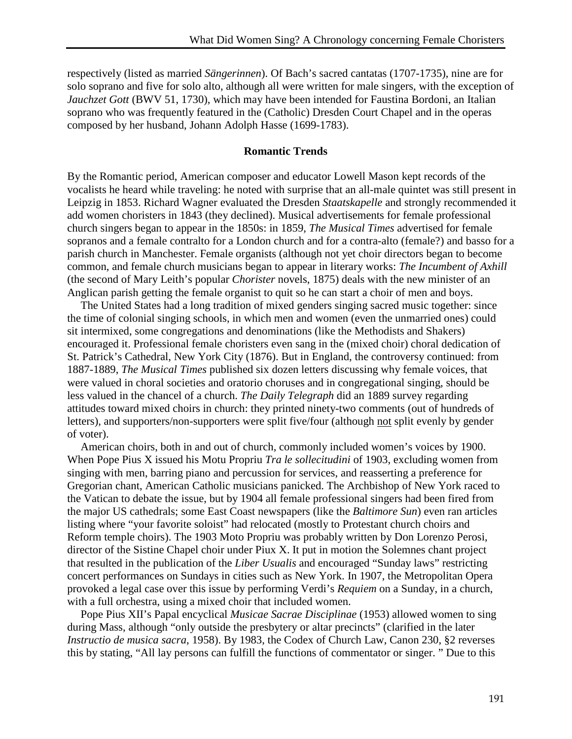respectively (listed as married *Sängerinnen*). Of Bach's sacred cantatas (1707-1735), nine are for solo soprano and five for solo alto, although all were written for male singers, with the exception of *Jauchzet Gott* (BWV 51, 1730), which may have been intended for Faustina Bordoni, an Italian soprano who was frequently featured in the (Catholic) Dresden Court Chapel and in the operas composed by her husband, Johann Adolph Hasse (1699-1783).

### Romantic Trends

By the Romantic period, American composer and educator Lowell Mason kept records of the vocalists he heard while traveling: he noted with surprise that an all-male quintet was still present in Leipzig in 1853. Richard Wagner evaluated the Dresden *Staatskapelle* and strongly recommended it add women choristers in 1843 (they declined). Musical advertisements for female professional church singers began to appear in the 1850s: in 1859, *The Musical Times* advertised for female sopranos and a female contralto for a London church and for a contra-alto (female?) and basso for a parish church in Manchester. Female organists (although not yet choir directors began to become common, and female church musicians began to appear in literary works: *The Incumbent of Axhill* (the second of Mary Leith's popular *Chorister* novels, 1875) deals with the new minister of an Anglican parish getting the female organist to quit so he can start a choir of men and boys.

The United States had a long tradition of mixed genders singing sacred music together: since the time of colonial singing schools, in which men and women (even the unmarried ones) could sit intermixed, some congregations and denominations (like the Methodists and Shakers) encouraged it. Professional female choristers even sang in the (mixed choir) choral dedication of St. Patrick's Cathedral, New York City (1876). But in England, the controversy continued: from 1887-1889, *The Musical Times* published six dozen letters discussing why female voices, that were valued in choral societies and oratorio choruses and in congregational singing, should be less valued in the chancel of a church. *The Daily Telegraph* did an 1889 survey regarding attitudes toward mixed choirs in church: they printed ninety-two comments (out of hundreds of letters), and supporters/non-supporters were split five/four (although <u>not</u> split evenly by gender of voter).

American choirs, both in and out of church, commonly included women's voices by 1900. When Pope Pius X issued his Motu Propriu *Tra le sollecitudini* of 1903, excluding women from singing with men, barring piano and percussion for services, and reasserting a preference for Gregorian chant, American Catholic musicians panicked. The Archbishop of New York raced to the Vatican to debate the issue, but by 1904 all female professional singers had been fired from the major US cathedrals; some East Coast newspapers (like the *Baltimore Sun*) even ran articles listing where "your favorite soloist" had relocated (mostly to Protestant church choirs and Reform temple choirs). The 1903 Moto Propriu was probably written by Don Lorenzo Perosi, director of the Sistine Chapel choir under Piux X. It put in motion the Solemnes chant project that resulted in the publication of the *Liber Usualis* and encouraged "Sunday laws" restricting concert performances on Sundays in cities such as New York. In 1907, the Metropolitan Opera provoked a legal case over this issue by performing Verdi's *Requiem* on a Sunday, in a church, with a full orchestra, using a mixed choir that included women.

Pope Pius XII's Papal encyclical *Musicae Sacrae Disciplinae* (1953) allowed women to sing during Mass, although "only outside the presbytery or altar precincts" (clarified in the later *Instructio de musica sacra*, 1958). By 1983, the Codex of Church Law, Canon 230, §2 reverses this by stating, "All lay persons can fulfill the functions of commentator or singer. " Due to this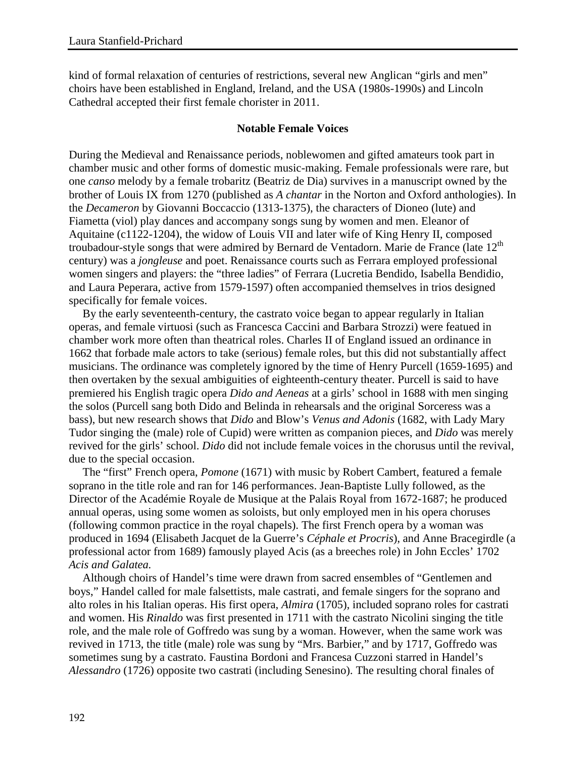kind of formal relaxation of centuries of restrictions, several new Anglican "girls and men" choirs have been established in England, Ireland, and the USA (1980s-1990s) and Lincoln Cathedral accepted their first female chorister in 2011.

## Notable Female Voices

During the Medieval and Renaissance periods, noblewomen and gifted amateurs took part in chamber music and other forms of domestic music-making. Female professionals were rare, but one *canso* melody by a female trobaritz (Beatriz de Dia) survives in a manuscript owned by the brother of Louis IX from 1270 (published as *A chantar* in the Norton and Oxford anthologies). In the *Decameron* by Giovanni Boccaccio (1313-1375), the characters of Dioneo (lute) and Fiametta (viol) play dances and accompany songs sung by women and men. Eleanor of Aquitaine (c1122-1204), the widow of Louis VII and later wife of King Henry II, composed troubadour-style songs that were admired by Bernard de Ventadorn. Marie de France (late 12th century) was a *jongleuse* and poet. Renaissance courts such as Ferrara employed professional women singers and players: the "three ladies" of Ferrara (Lucretia Bendido, Isabella Bendidio, and Laura Peperara, active from 1579-1597) often accompanied themselves in trios designed specifically for female voices.

By the early seventeenth-century, the castrato voice began to appear regularly in Italian operas, and female virtuosi (such as Francesca Caccini and Barbara Strozzi) were featued in chamber work more often than theatrical roles. Charles II of England issued an ordinance in 1662 that forbade male actors to take (serious) female roles, but this did not substantially affect musicians. The ordinance was completely ignored by the time of Henry Purcell (1659-1695) and then overtaken by the sexual ambiguities of eighteenth-century theater. Purcell is said to have premiered his English tragic opera *Dido and Aeneas* at a girls' school in 1688 with men singing the solos (Purcell sang both Dido and Belinda in rehearsals and the original Sorceress was a bass), but new research shows that *Dido* and Blow's *Venus and Adonis* (1682, with Lady Mary Tudor singing the (male) role of Cupid) were written as companion pieces, and *Dido* was merely revived for the girls' school. *Dido* did not include female voices in the chorusus until the revival, due to the special occasion.

The "first" French opera, *Pomone* (1671) with music by Robert Cambert, featured a female soprano in the title role and ran for 146 performances. Jean-Baptiste Lully followed, as the Director of the Académie Royale de Musique at the Palais Royal from 1672-1687; he produced annual operas, using some women as soloists, but only employed men in his opera choruses (following common practice in the royal chapels). The first French opera by a woman was produced in 1694 (Elisabeth Jacquet de la Guerre's *Céphale et Procris*), and Anne Bracegirdle (a professional actor from 1689) famously played Acis (as a breeches role) in John Eccles' 1702 *Acis and Galatea.*

Although choirs of Handel's time were drawn from sacred ensembles of "Gentlemen and boys," Handel called for male falsettists, male castrati, and female singers for the soprano and alto roles in his Italian operas. His first opera, *Almira* (1705), included soprano roles for castrati and women. His *Rinaldo* was first presented in 1711 with the castrato Nicolini singing the title role, and the male role of Goffredo was sung by a woman. However, when the same work was revived in 1713, the title (male) role was sung by "Mrs. Barbier," and by 1717, Goffredo was sometimes sung by a castrato. Faustina Bordoni and Francesa Cuzzoni starred in Handel's *Alessandro* (1726) opposite two castrati (including Senesino). The resulting choral finales of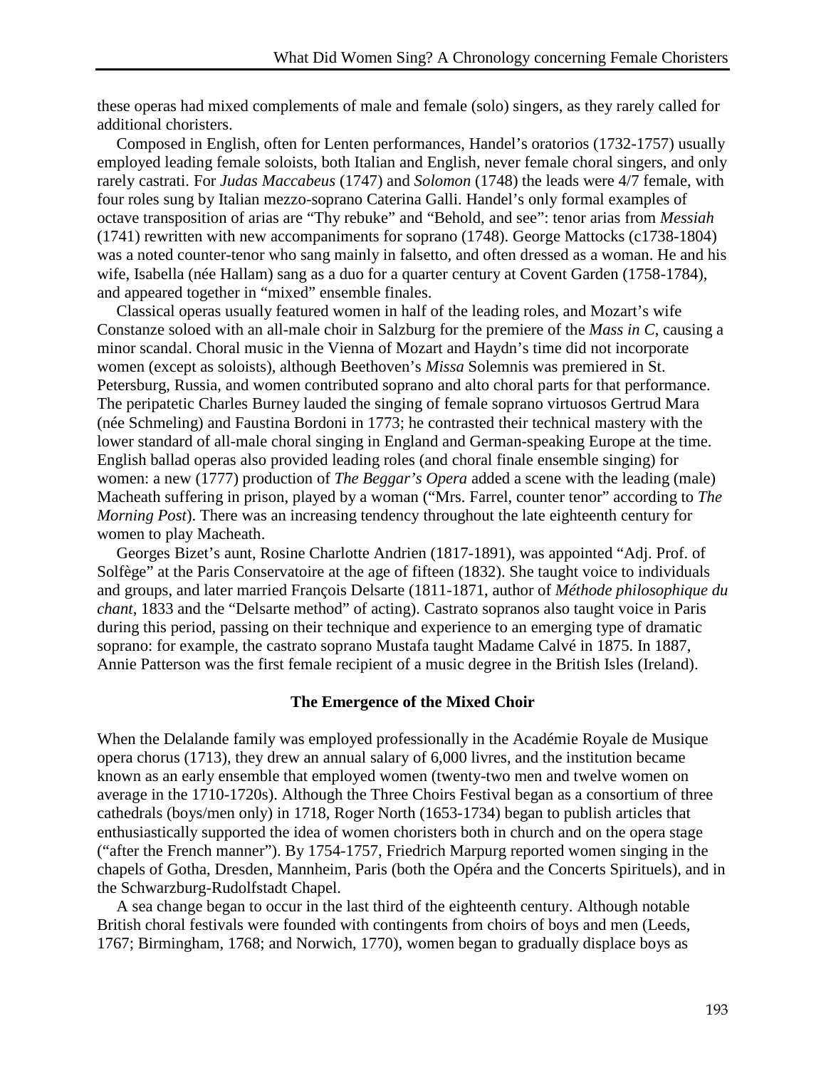these operas had mixed complements of male and female (solo) singers, as they rarely called for additional choristers.

Composed in English, often for Lenten performances, Handel's oratorios (1732-1757) usually employed leading female soloists, both Italian and English, never female choral singers, and only rarely castrati. For *Judas Maccabeus* (1747) and *Solomon* (1748) the leads were 4/7 female, with four roles sung by Italian mezzo-soprano Caterina Galli. Handel's only formal examples of octave transposition of arias are "Thy rebuke" and "Behold, and see": tenor arias from *Messiah* (1741) rewritten with new accompaniments for soprano (1748). George Mattocks (c1738-1804) was a noted counter-tenor who sang mainly in falsetto, and often dressed as a woman. He and his wife, Isabella (née Hallam) sang as a duo for a quarter century at Covent Garden (1758-1784), and appeared together in "mixed" ensemble finales.

Classical operas usually featured women in half of the leading roles, and Mozart's wife Constanze soloed with an all-male choir in Salzburg for the premiere of the *Mass in C*, causing a minor scandal. Choral music in the Vienna of Mozart and Haydn's time did not incorporate women (except as soloists), although Beethoven's *Missa* Solemnis was premiered in St. Petersburg, Russia, and women contributed soprano and alto choral parts for that performance. The peripatetic Charles Burney lauded the singing of female soprano virtuosos Gertrud Mara (née Schmeling) and Faustina Bordoni in 1773; he contrasted their technical mastery with the lower standard of all-male choral singing in England and German-speaking Europe at the time. English ballad operas also provided leading roles (and choral finale ensemble singing) for women: a new (1777) production of *The Beggar's Opera* added a scene with the leading (male) Macheath suffering in prison, played by a woman ("Mrs. Farrel, counter tenor" according to *The Morning Post*). There was an increasing tendency throughout the late eighteenth century for women to play Macheath.

Georges Bizet's aunt, Rosine Charlotte Andrien (1817-1891), was appointed "Adj. Prof. of Solfège" at the Paris Conservatoire at the age of fifteen (1832). She taught voice to individuals and groups, and later married François Delsarte (1811-1871, author of *Méthode philosophique du chant*, 1833 and the "Delsarte method" of acting). Castrato sopranos also taught voice in Paris during this period, passing on their technique and experience to an emerging type of dramatic soprano: for example, the castrato soprano Mustafa taught Madame Calvé in 1875. In 1887, Annie Patterson was the first female recipient of a music degree in the British Isles (Ireland).

## The Emergence of the Mixed Choir

When the Delalande family was employed professionally in the Académie Royale de Musique opera chorus (1713), they drew an annual salary of 6,000 livres, and the institution became known as an early ensemble that employed women (twenty-two men and twelve women on average in the 1710-1720s). Although the Three Choirs Festival began as a consortium of three cathedrals (boys/men only) in 1718, Roger North (1653-1734) began to publish articles that enthusiastically supported the idea of women choristers both in church and on the opera stage ("after the French manner"). By 1754-1757, Friedrich Marpurg reported women singing in the chapels of Gotha, Dresden, Mannheim, Paris (both the Opéra and the Concerts Spirituels), and in the Schwarzburg-Rudolfstadt Chapel.

A sea change began to occur in the last third of the eighteenth century. Although notable British choral festivals were founded with contingents from choirs of boys and men (Leeds, 1767; Birmingham, 1768; and Norwich, 1770), women began to gradually displace boys as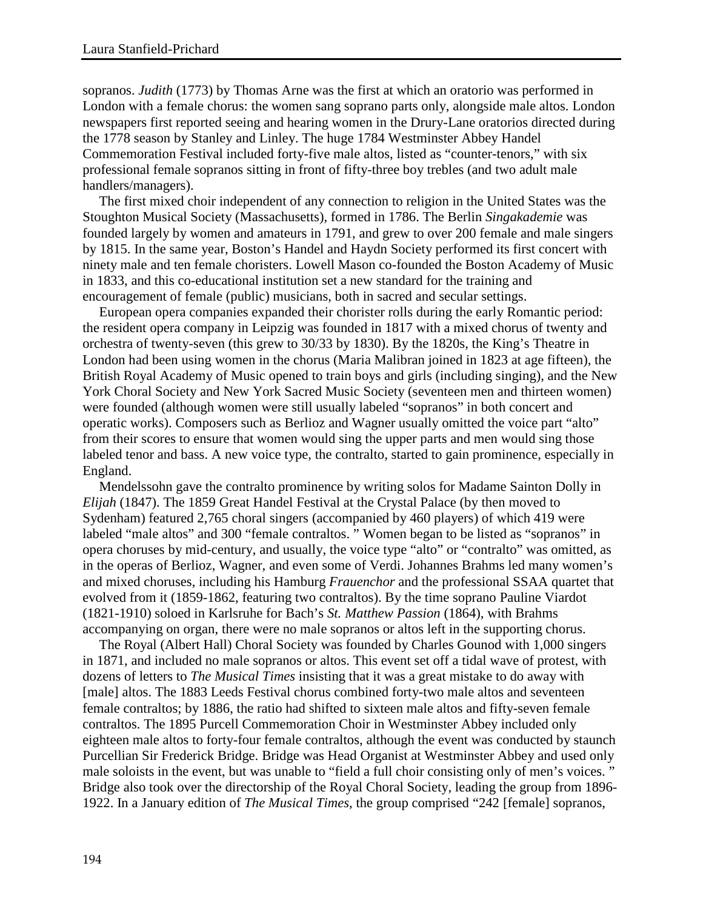sopranos. *Judith* (1773) by Thomas Arne was the first at which an oratorio was performed in London with a female chorus: the women sang soprano parts only, alongside male altos. London newspapers first reported seeing and hearing women in the Drury-Lane oratorios directed during the 1778 season by Stanley and Linley. The huge 1784 Westminster Abbey Handel Commemoration Festival included forty-five male altos, listed as "counter-tenors," with six professional female sopranos sitting in front of fifty-three boy trebles (and two adult male handlers/managers).

The first mixed choir independent of any connection to religion in the United States was the Stoughton Musical Society (Massachusetts), formed in 1786. The Berlin *Singakademie* was founded largely by women and amateurs in 1791, and grew to over 200 female and male singers by 1815. In the same year, Boston's Handel and Haydn Society performed its first concert with ninety male and ten female choristers. Lowell Mason co-founded the Boston Academy of Music in 1833, and this co-educational institution set a new standard for the training and encouragement of female (public) musicians, both in sacred and secular settings.

European opera companies expanded their chorister rolls during the early Romantic period: the resident opera company in Leipzig was founded in 1817 with a mixed chorus of twenty and orchestra of twenty-seven (this grew to 30/33 by 1830). By the 1820s, the King's Theatre in London had been using women in the chorus (Maria Malibran joined in 1823 at age fifteen), the British Royal Academy of Music opened to train boys and girls (including singing), and the New York Choral Society and New York Sacred Music Society (seventeen men and thirteen women) were founded (although women were still usually labeled "sopranos" in both concert and operatic works). Composers such as Berlioz and Wagner usually omitted the voice part "alto" from their scores to ensure that women would sing the upper parts and men would sing those labeled tenor and bass. A new voice type, the contralto, started to gain prominence, especially in England.

Mendelssohn gave the contralto prominence by writing solos for Madame Sainton Dolly in *Elijah* (1847). The 1859 Great Handel Festival at the Crystal Palace (by then moved to Sydenham) featured 2,765 choral singers (accompanied by 460 players) of which 419 were labeled "male altos" and 300 "female contraltos. " Women began to be listed as "sopranos" in opera choruses by mid-century, and usually, the voice type "alto" or "contralto" was omitted, as in the operas of Berlioz, Wagner, and even some of Verdi. Johannes Brahms led many women's and mixed choruses, including his Hamburg *Frauenchor* and the professional SSAA quartet that evolved from it (1859-1862, featuring two contraltos). By the time soprano Pauline Viardot (1821-1910) soloed in Karlsruhe for Bach's *St. Matthew Passion* (1864), with Brahms accompanying on organ, there were no male sopranos or altos left in the supporting chorus.

The Royal (Albert Hall) Choral Society was founded by Charles Gounod with 1,000 singers in 1871, and included no male sopranos or altos. This event set off a tidal wave of protest, with dozens of letters to *The Musical Times* insisting that it was a great mistake to do away with [male] altos. The 1883 Leeds Festival chorus combined forty-two male altos and seventeen female contraltos; by 1886, the ratio had shifted to sixteen male altos and fifty-seven female contraltos. The 1895 Purcell Commemoration Choir in Westminster Abbey included only eighteen male altos to forty-four female contraltos, although the event was conducted by staunch Purcellian Sir Frederick Bridge. Bridge was Head Organist at Westminster Abbey and used only male soloists in the event, but was unable to "field a full choir consisting only of men's voices. " Bridge also took over the directorship of the Royal Choral Society, leading the group from 1896-1922. In a January edition of *The Musical Times*, the group comprised "242 [female] sopranos,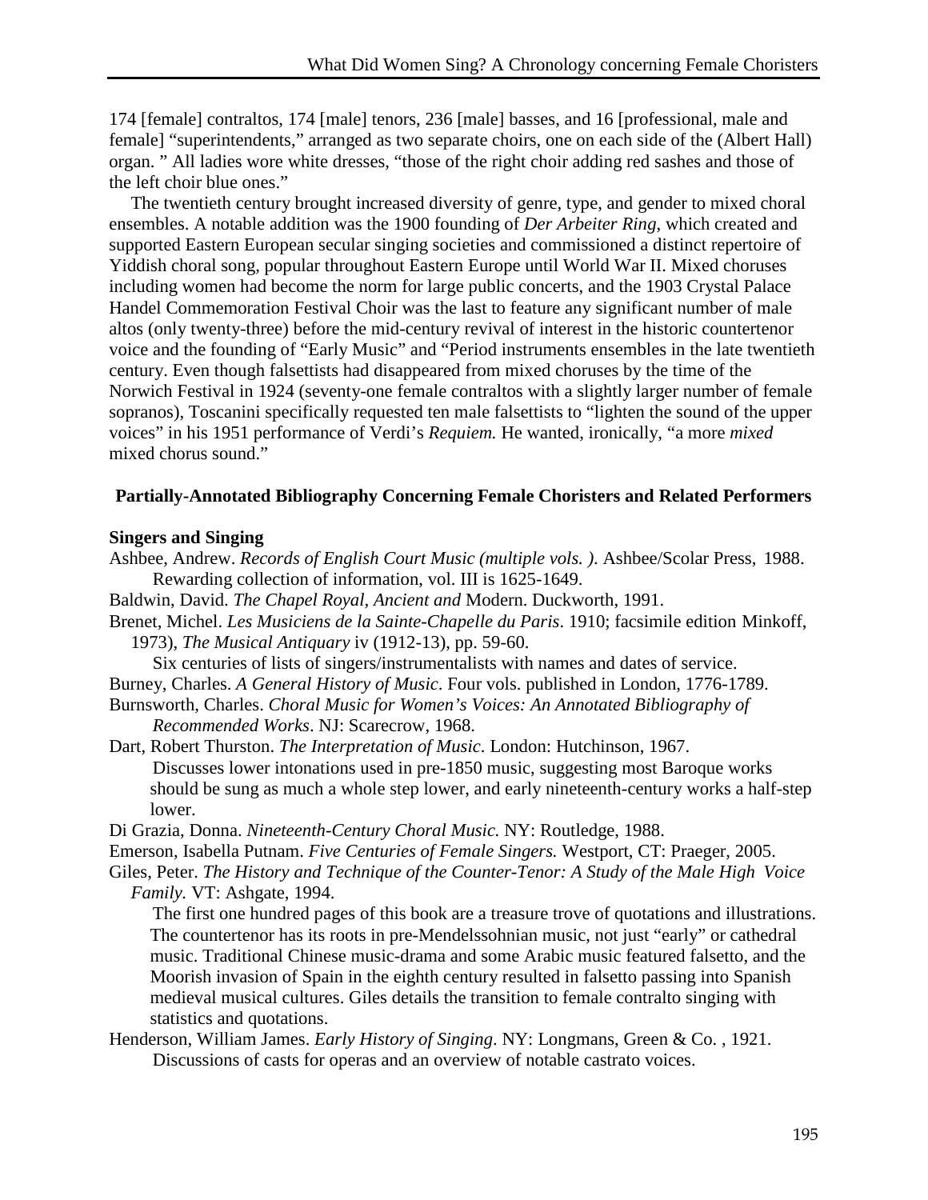174 [female] contraltos, 174 [male] tenors, 236 [male] basses, and 16 [professional, male and female] "superintendents," arranged as two separate choirs, one on each side of the (Albert Hall) organ. " All ladies wore white dresses, "those of the right choir adding red sashes and those of the left choir blue ones."

The twentieth century brought increased diversity of genre, type, and gender to mixed choral ensembles. A notable addition was the 1900 founding of *Der Arbeiter Ring*, which created and supported Eastern European secular singing societies and commissioned a distinct repertoire of Yiddish choral song, popular throughout Eastern Europe until World War II. Mixed choruses including women had become the norm for large public concerts, and the 1903 Crystal Palace Handel Commemoration Festival Choir was the last to feature any significant number of male altos (only twenty-three) before the mid-century revival of interest in the historic countertenor voice and the founding of "Early Music" and "Period instruments ensembles in the late twentieth century. Even though falsettists had disappeared from mixed choruses by the time of the Norwich Festival in 1924 (seventy-one female contraltos with a slightly larger number of female sopranos), Toscanini specifically requested ten male falsettists to "lighten the sound of the upper voices" in his 1951 performance of Verdi's *Requiem.* He wanted, ironically, "a more *mixed* mixed chorus sound."

### Partially-Annotated Bibliography Concerning Female Choristers and Related Performers

#### Singers and Singing

Ashbee, Andrew. *Records of English Court Music (multiple vols. ).* Ashbee/Scolar Press, 1988.
Rewarding collection of information, vol. III is 1625-1649.

Baldwin, David. *The Chapel Royal, Ancient and* Modern. Duckworth, 1991.

Brenet, Michel. *Les Musiciens de la Sainte-Chapelle du Paris*. 1910; facsimile edition Minkoff, 1973), *The Musical Antiquary* iv (1912-13), pp. 59-60.
Six centuries of lists of singers/instrumentalists with names and dates of service.

Burney, Charles. *A General History of Music*. Four vols. published in London, 1776-1789.

Burnsworth, Charles. *Choral Music for Women's Voices: An Annotated Bibliography of Recommended Works*. NJ: Scarecrow, 1968.

Dart, Robert Thurston. *The Interpretation of Music*. London: Hutchinson, 1967.
Discusses lower intonations used in pre-1850 music, suggesting most Baroque works should be sung as much a whole step lower, and early nineteenth-century works a half-step lower.

Di Grazia, Donna. *Nineteenth-Century Choral Music.* NY: Routledge, 1988.

Emerson, Isabella Putnam. *Five Centuries of Female Singers.* Westport, CT: Praeger, 2005.

Giles, Peter. *The History and Technique of the Counter-Tenor: A Study of the Male High Voice Family.* VT: Ashgate, 1994.
The first one hundred pages of this book are a treasure trove of quotations and illustrations. The countertenor has its roots in pre-Mendelssohnian music, not just "early" or cathedral music. Traditional Chinese music-drama and some Arabic music featured falsetto, and the Moorish invasion of Spain in the eighth century resulted in falsetto passing into Spanish medieval musical cultures. Giles details the transition to female contralto singing with statistics and quotations.

Henderson, William James. *Early History of Singing*. NY: Longmans, Green & Co. , 1921.
Discussions of casts for operas and an overview of notable castrato voices.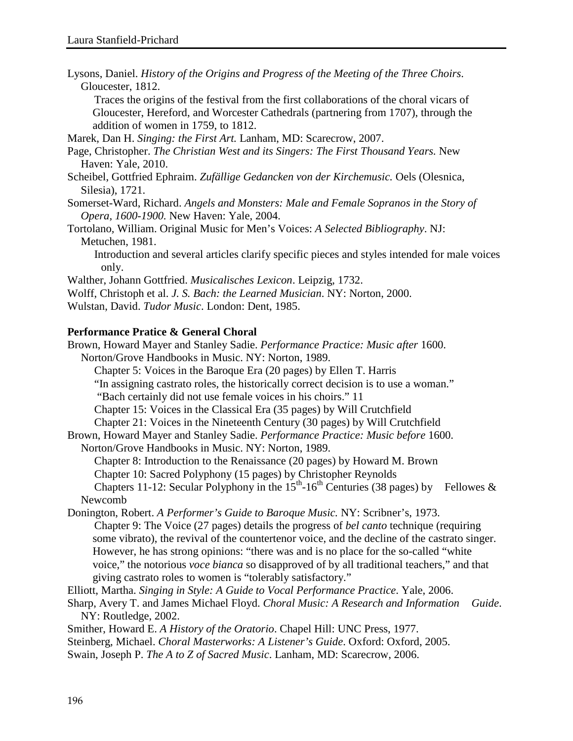Lysons, Daniel. *History of the Origins and Progress of the Meeting of the Three Choirs*. Gloucester, 1812.

Traces the origins of the festival from the first collaborations of the choral vicars of Gloucester, Hereford, and Worcester Cathedrals (partnering from 1707), through the addition of women in 1759, to 1812.

Marek, Dan H. *Singing: the First Art.* Lanham, MD: Scarecrow, 2007.

Page, Christopher. *The Christian West and its Singers: The First Thousand Years.* New Haven: Yale, 2010.

Scheibel, Gottfried Ephraim. *Zufällige Gedancken von der Kirchemusic.* Oels (Olesnica, Silesia), 1721.

Somerset-Ward, Richard. *Angels and Monsters: Male and Female Sopranos in the Story of Opera, 1600-1900.* New Haven: Yale, 2004.

Tortolano, William. Original Music for Men's Voices: *A Selected Bibliography*. NJ: Metuchen, 1981.

Introduction and several articles clarify specific pieces and styles intended for male voices only.

Walther, Johann Gottfried. *Musicalisches Lexicon*. Leipzig, 1732.

Wolff, Christoph et al. *J. S. Bach: the Learned Musician*. NY: Norton, 2000.

Wulstan, David. *Tudor Music*. London: Dent, 1985.

**Performance Pratice & General Choral**

Brown, Howard Mayer and Stanley Sadie. *Performance Practice: Music after* 1600. Norton/Grove Handbooks in Music. NY: Norton, 1989.

Chapter 5: Voices in the Baroque Era (20 pages) by Ellen T. Harris

"In assigning castrato roles, the historically correct decision is to use a woman."

"Bach certainly did not use female voices in his choirs." 11

Chapter 15: Voices in the Classical Era (35 pages) by Will Crutchfield

Chapter 21: Voices in the Nineteenth Century (30 pages) by Will Crutchfield

Brown, Howard Mayer and Stanley Sadie. *Performance Practice: Music before* 1600. Norton/Grove Handbooks in Music. NY: Norton, 1989.

Chapter 8: Introduction to the Renaissance (20 pages) by Howard M. Brown

Chapter 10: Sacred Polyphony (15 pages) by Christopher Reynolds

Chapters 11-12: Secular Polyphony in the 15th-16th Centuries (38 pages) by Fellowes & Newcomb

Donington, Robert. *A Performer's Guide to Baroque Music.* NY: Scribner's, 1973.

Chapter 9: The Voice (27 pages) details the progress of *bel canto* technique (requiring some vibrato), the revival of the countertenor voice, and the decline of the castrato singer. However, he has strong opinions: "there was and is no place for the so-called "white voice," the notorious *voce bianca* so disapproved of by all traditional teachers," and that giving castrato roles to women is "tolerably satisfactory."

Elliott, Martha. *Singing in Style: A Guide to Vocal Performance Practice*. Yale, 2006.

Sharp, Avery T. and James Michael Floyd. *Choral Music: A Research and Information Guide*. NY: Routledge, 2002.

Smither, Howard E. *A History of the Oratorio*. Chapel Hill: UNC Press, 1977.

Steinberg, Michael. *Choral Masterworks: A Listener's Guide*. Oxford: Oxford, 2005.

Swain, Joseph P. *The A to Z of Sacred Music*. Lanham, MD: Scarecrow, 2006.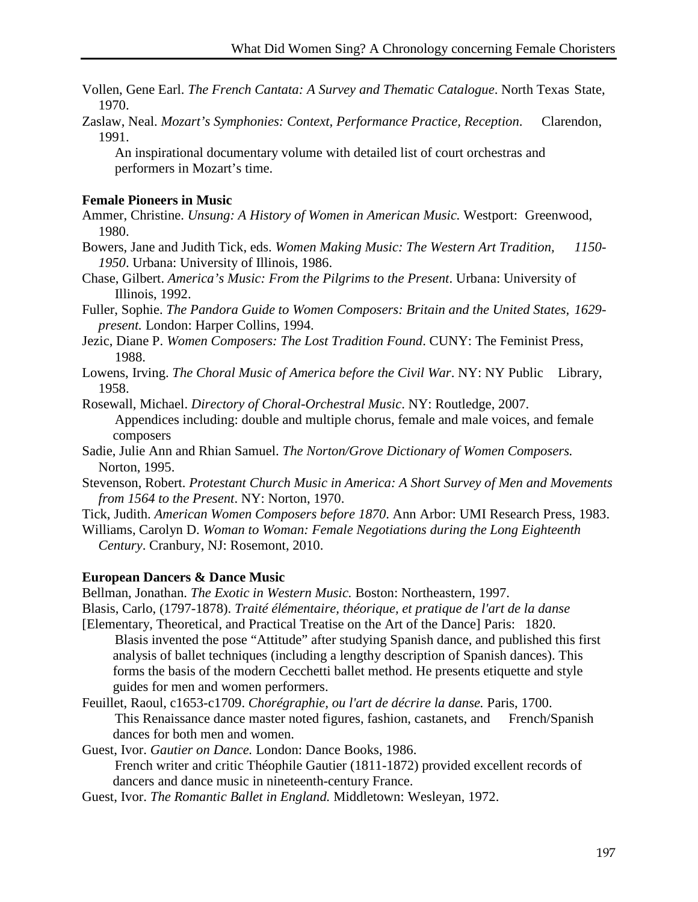Vollen, Gene Earl. *The French Cantata: A Survey and Thematic Catalogue*. North Texas State, 1970.

Zaslaw, Neal. *Mozart's Symphonies: Context, Performance Practice, Reception*. Clarendon, 1991.

An inspirational documentary volume with detailed list of court orchestras and performers in Mozart's time.

**Female Pioneers in Music**

Ammer, Christine. *Unsung: A History of Women in American Music.* Westport: Greenwood, 1980.

Bowers, Jane and Judith Tick, eds. *Women Making Music: The Western Art Tradition, 1150-1950*. Urbana: University of Illinois, 1986.

Chase, Gilbert. *America's Music: From the Pilgrims to the Present*. Urbana: University of Illinois, 1992.

Fuller, Sophie. *The Pandora Guide to Women Composers: Britain and the United States, 1629-present.* London: Harper Collins, 1994.

Jezic, Diane P. *Women Composers: The Lost Tradition Found*. CUNY: The Feminist Press, 1988.

Lowens, Irving. *The Choral Music of America before the Civil War*. NY: NY Public Library, 1958.

Rosewall, Michael. *Directory of Choral-Orchestral Music*. NY: Routledge, 2007.

Appendices including: double and multiple chorus, female and male voices, and female composers

Sadie, Julie Ann and Rhian Samuel. *The Norton/Grove Dictionary of Women Composers.* Norton, 1995.

Stevenson, Robert. *Protestant Church Music in America: A Short Survey of Men and Movements from 1564 to the Present*. NY: Norton, 1970.

Tick, Judith. *American Women Composers before 1870*. Ann Arbor: UMI Research Press, 1983.

Williams, Carolyn D. *Woman to Woman: Female Negotiations during the Long Eighteenth Century*. Cranbury, NJ: Rosemont, 2010.

**European Dancers & Dance Music**

Bellman, Jonathan. *The Exotic in Western Music.* Boston: Northeastern, 1997.

Blasis, Carlo, (1797-1878). *Traité élémentaire, théorique, et pratique de l'art de la danse* [Elementary, Theoretical, and Practical Treatise on the Art of the Dance] Paris: 1820.

Blasis invented the pose "Attitude" after studying Spanish dance, and published this first analysis of ballet techniques (including a lengthy description of Spanish dances). This forms the basis of the modern Cecchetti ballet method. He presents etiquette and style guides for men and women performers.

Feuillet, Raoul, c1653-c1709. *Chorégraphie, ou l'art de décrire la danse.* Paris, 1700.

This Renaissance dance master noted figures, fashion, castanets, and French/Spanish dances for both men and women.

Guest, Ivor. *Gautier on Dance.* London: Dance Books, 1986.

French writer and critic Théophile Gautier (1811-1872) provided excellent records of dancers and dance music in nineteenth-century France.

Guest, Ivor. *The Romantic Ballet in England.* Middletown: Wesleyan, 1972.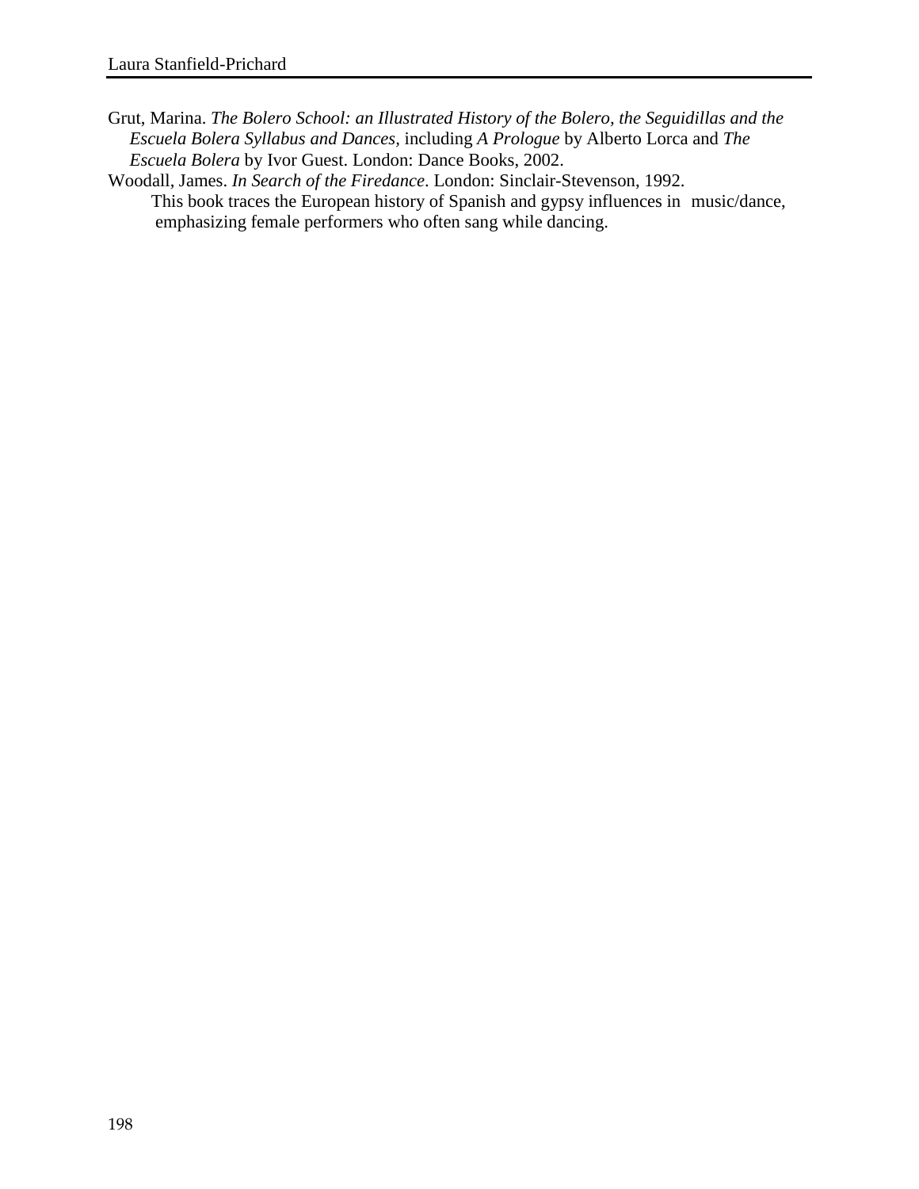Grut, Marina. *The Bolero School: an Illustrated History of the Bolero, the Seguidillas and the Escuela Bolera Syllabus and Dances,* including *A Prologue* by Alberto Lorca and *The Escuela Bolera* by Ivor Guest. London: Dance Books, 2002.

Woodall, James. *In Search of the Firedance*. London: Sinclair-Stevenson, 1992.

This book traces the European history of Spanish and gypsy influences in music/dance, emphasizing female performers who often sang while dancing.